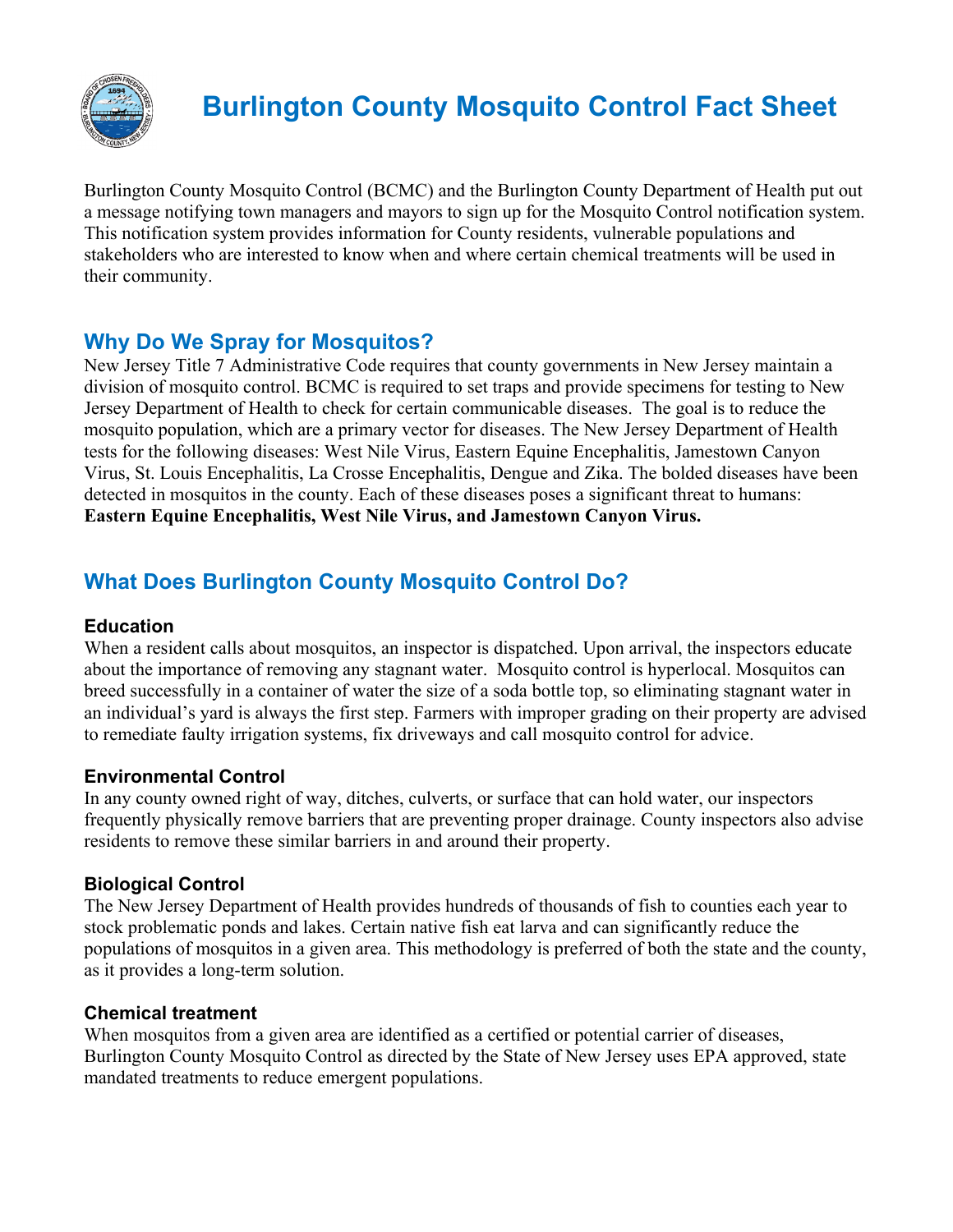# Burlington County Mosquito Control Fact Sheet

Burlington County Mosquito Control (BCMC) and the Burlington County Department of Health put out a message notifying town managers and mayors to sign up for the Mosquito Control notification system. This notification system provides information for County residents, vulnerable populations and stakeholders who are interested to know when and where certain chemical treatments will be used in their community.

## Why Do We Spray for Mosquitos?

New Jersey Title 7 Administrative Code requires that county governments in New Jersey maintain a division of mosquito control. BCMC is required to set traps and provide specimens for testing to New Jersey Department of Health to check for certain communicable diseases. The goal is to reduce the mosquito population, which are a primary vector for diseases. The New Jersey Department of Health tests for the following diseases: West Nile Virus, Eastern Equine Encephalitis, Jamestown Canyon Virus, St. Louis Encephalitis, La Crosse Encephalitis, Dengue and Zika. The bolded diseases have been detected in mosquitos in the county. Each of these diseases poses a significant threat to humans: **Eastern Equine Encephalitis, West Nile Virus, and Jamestown Canyon Virus.**

## What Does Burlington County Mosquito Control Do?

### Education

When a resident calls about mosquitos, an inspector is dispatched. Upon arrival, the inspectors educate about the importance of removing any stagnant water. Mosquito control is hyperlocal. Mosquitos can breed successfully in a container of water the size of a soda bottle top, so eliminating stagnant water in an individual's yard is always the first step. Farmers with improper grading on their property are advised to remediate faulty irrigation systems, fix driveways and call mosquito control for advice.

### Environmental Control

In any county owned right of way, ditches, culverts, or surface that can hold water, our inspectors frequently physically remove barriers that are preventing proper drainage. County inspectors also advise residents to remove these similar barriers in and around their property.

### Biological Control

The New Jersey Department of Health provides hundreds of thousands of fish to counties each year to stock problematic ponds and lakes. Certain native fish eat larva and can significantly reduce the populations of mosquitos in a given area. This methodology is preferred of both the state and the county, as it provides a long-term solution.

### Chemical treatment

When mosquitos from a given area are identified as a certified or potential carrier of diseases, Burlington County Mosquito Control as directed by the State of New Jersey uses EPA approved, state mandated treatments to reduce emergent populations.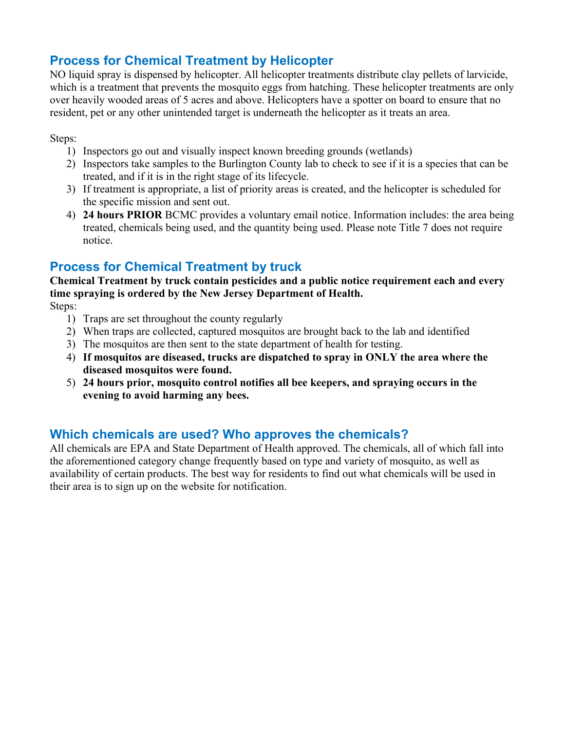## Process for Chemical Treatment by Helicopter

NO liquid spray is dispensed by helicopter. All helicopter treatments distribute clay pellets of larvicide, which is a treatment that prevents the mosquito eggs from hatching. These helicopter treatments are only over heavily wooded areas of 5 acres and above. Helicopters have a spotter on board to ensure that no resident, pet or any other unintended target is underneath the helicopter as it treats an area.

Steps:

1) Inspectors go out and visually inspect known breeding grounds (wetlands)
2) Inspectors take samples to the Burlington County lab to check to see if it is a species that can be treated, and if it is in the right stage of its lifecycle.
3) If treatment is appropriate, a list of priority areas is created, and the helicopter is scheduled for the specific mission and sent out.
4) **24 hours PRIOR** BCMC provides a voluntary email notice. Information includes: the area being treated, chemicals being used, and the quantity being used. Please note Title 7 does not require notice.

## Process for Chemical Treatment by truck

**Chemical Treatment by truck contain pesticides and a public notice requirement each and every time spraying is ordered by the New Jersey Department of Health.**

Steps:

1) Traps are set throughout the county regularly
2) When traps are collected, captured mosquitos are brought back to the lab and identified
3) The mosquitos are then sent to the state department of health for testing.
4) **If mosquitos are diseased, trucks are dispatched to spray in ONLY the area where the diseased mosquitos were found.**
5) **24 hours prior, mosquito control notifies all bee keepers, and spraying occurs in the evening to avoid harming any bees.**

## Which chemicals are used? Who approves the chemicals?

All chemicals are EPA and State Department of Health approved. The chemicals, all of which fall into the aforementioned category change frequently based on type and variety of mosquito, as well as availability of certain products. The best way for residents to find out what chemicals will be used in their area is to sign up on the website for notification.